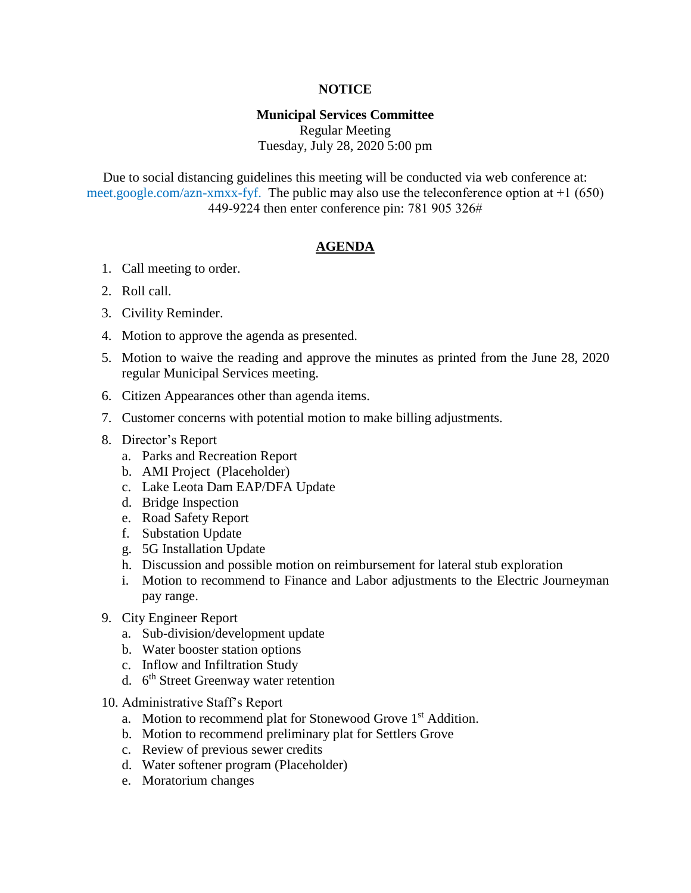# NOTICE

**Municipal Services Committee**
Regular Meeting
Tuesday, July 28, 2020 5:00 pm

Due to social distancing guidelines this meeting will be conducted via web conference at: meet.google.com/azn-xmxx-fyf. The public may also use the teleconference option at +1 (650) 449-9224 then enter conference pin: 781 905 326#

## AGENDA

1. Call meeting to order.
2. Roll call.
3. Civility Reminder.
4. Motion to approve the agenda as presented.
5. Motion to waive the reading and approve the minutes as printed from the June 28, 2020 regular Municipal Services meeting.
6. Citizen Appearances other than agenda items.
7. Customer concerns with potential motion to make billing adjustments.
8. Director's Report
   a. Parks and Recreation Report
   b. AMI Project (Placeholder)
   c. Lake Leota Dam EAP/DFA Update
   d. Bridge Inspection
   e. Road Safety Report
   f. Substation Update
   g. 5G Installation Update
   h. Discussion and possible motion on reimbursement for lateral stub exploration
   i. Motion to recommend to Finance and Labor adjustments to the Electric Journeyman pay range.
9. City Engineer Report
   a. Sub-division/development update
   b. Water booster station options
   c. Inflow and Infiltration Study
   d. 6th Street Greenway water retention
10. Administrative Staff's Report
    a. Motion to recommend plat for Stonewood Grove 1st Addition.
    b. Motion to recommend preliminary plat for Settlers Grove
    c. Review of previous sewer credits
    d. Water softener program (Placeholder)
    e. Moratorium changes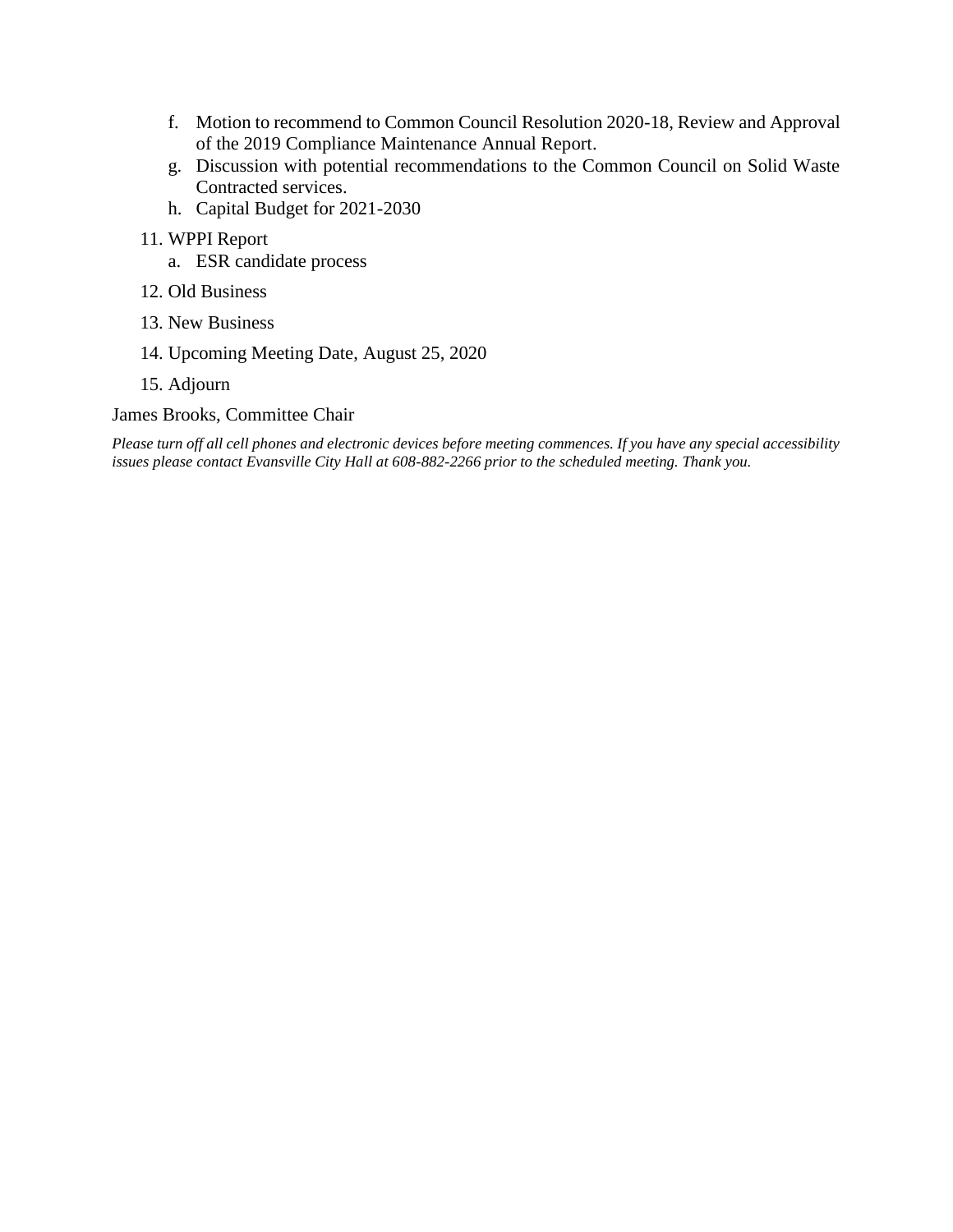f. Motion to recommend to Common Council Resolution 2020-18, Review and Approval of the 2019 Compliance Maintenance Annual Report.
g. Discussion with potential recommendations to the Common Council on Solid Waste Contracted services.
h. Capital Budget for 2021-2030

11. WPPI Report
    a. ESR candidate process
12. Old Business
13. New Business
14. Upcoming Meeting Date, August 25, 2020
15. Adjourn

James Brooks, Committee Chair

*Please turn off all cell phones and electronic devices before meeting commences. If you have any special accessibility issues please contact Evansville City Hall at 608-882-2266 prior to the scheduled meeting. Thank you.*